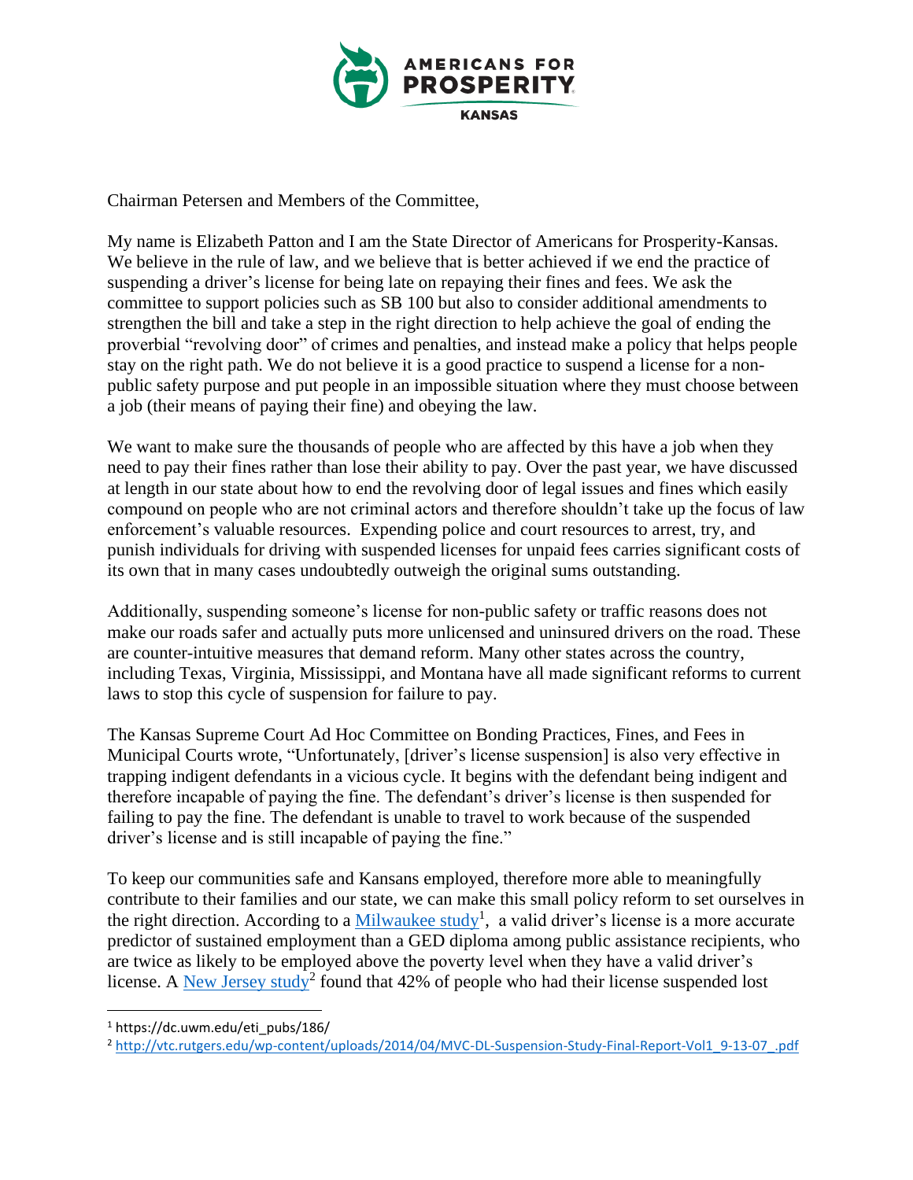AMERICANS FOR PROSPERITY KANSAS

Chairman Petersen and Members of the Committee,

My name is Elizabeth Patton and I am the State Director of Americans for Prosperity-Kansas. We believe in the rule of law, and we believe that is better achieved if we end the practice of suspending a driver's license for being late on repaying their fines and fees. We ask the committee to support policies such as SB 100 but also to consider additional amendments to strengthen the bill and take a step in the right direction to help achieve the goal of ending the proverbial "revolving door" of crimes and penalties, and instead make a policy that helps people stay on the right path. We do not believe it is a good practice to suspend a license for a non-public safety purpose and put people in an impossible situation where they must choose between a job (their means of paying their fine) and obeying the law.

We want to make sure the thousands of people who are affected by this have a job when they need to pay their fines rather than lose their ability to pay. Over the past year, we have discussed at length in our state about how to end the revolving door of legal issues and fines which easily compound on people who are not criminal actors and therefore shouldn't take up the focus of law enforcement's valuable resources. Expending police and court resources to arrest, try, and punish individuals for driving with suspended licenses for unpaid fees carries significant costs of its own that in many cases undoubtedly outweigh the original sums outstanding.

Additionally, suspending someone's license for non-public safety or traffic reasons does not make our roads safer and actually puts more unlicensed and uninsured drivers on the road. These are counter-intuitive measures that demand reform. Many other states across the country, including Texas, Virginia, Mississippi, and Montana have all made significant reforms to current laws to stop this cycle of suspension for failure to pay.

The Kansas Supreme Court Ad Hoc Committee on Bonding Practices, Fines, and Fees in Municipal Courts wrote, "Unfortunately, [driver's license suspension] is also very effective in trapping indigent defendants in a vicious cycle. It begins with the defendant being indigent and therefore incapable of paying the fine. The defendant's driver's license is then suspended for failing to pay the fine. The defendant is unable to travel to work because of the suspended driver's license and is still incapable of paying the fine."

To keep our communities safe and Kansans employed, therefore more able to meaningfully contribute to their families and our state, we can make this small policy reform to set ourselves in the right direction. According to a [Milwaukee study](https://dc.uwm.edu/eti_pubs/186/)[1], a valid driver's license is a more accurate predictor of sustained employment than a GED diploma among public assistance recipients, who are twice as likely to be employed above the poverty level when they have a valid driver's license. A [New Jersey study](http://vtc.rutgers.edu/wp-content/uploads/2014/04/MVC-DL-Suspension-Study-Final-Report-Vol1_9-13-07_.pdf)[2] found that 42% of people who had their license suspended lost

---

[1] https://dc.uwm.edu/eti_pubs/186/

[2] http://vtc.rutgers.edu/wp-content/uploads/2014/04/MVC-DL-Suspension-Study-Final-Report-Vol1_9-13-07_.pdf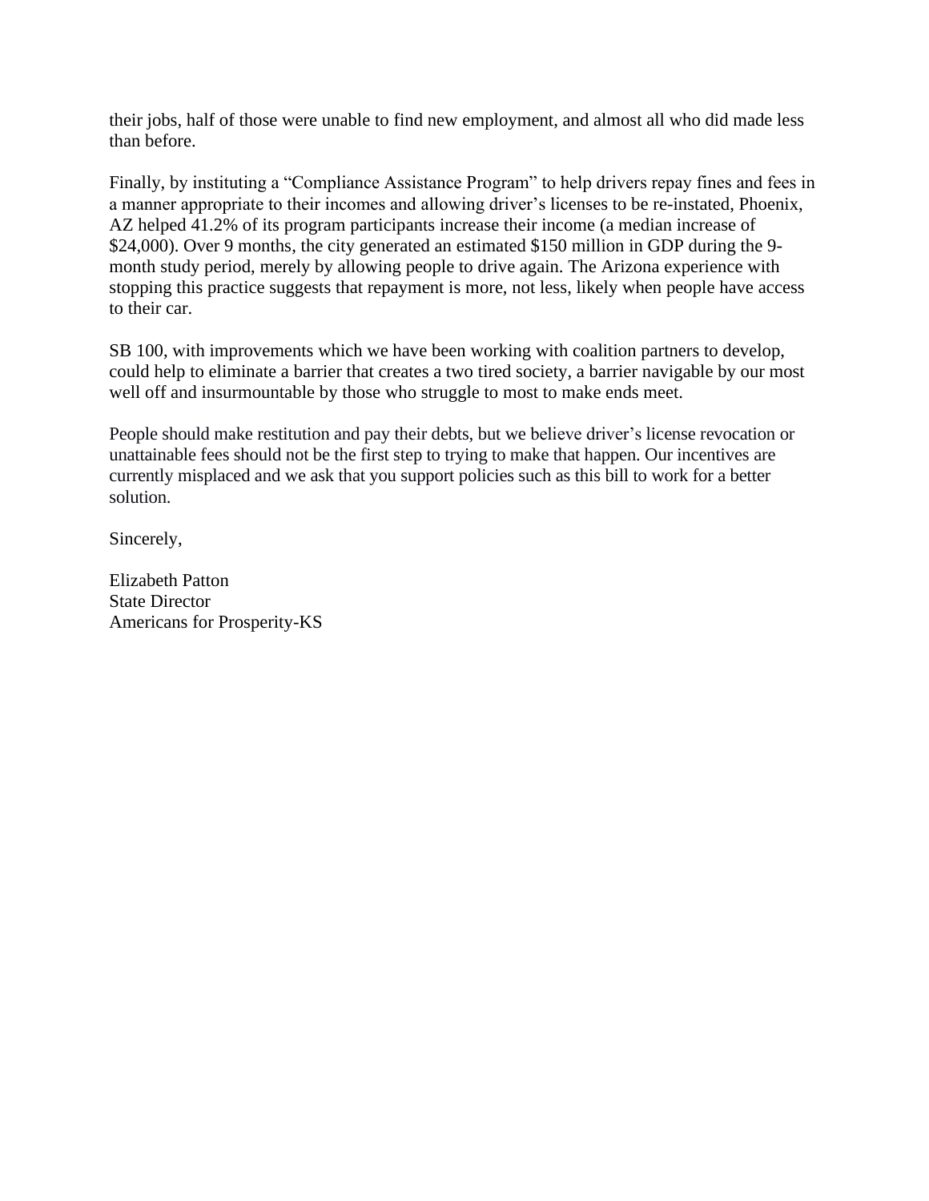their jobs, half of those were unable to find new employment, and almost all who did made less than before.

Finally, by instituting a "Compliance Assistance Program" to help drivers repay fines and fees in a manner appropriate to their incomes and allowing driver's licenses to be re-instated, Phoenix, AZ helped 41.2% of its program participants increase their income (a median increase of $24,000). Over 9 months, the city generated an estimated $150 million in GDP during the 9-month study period, merely by allowing people to drive again. The Arizona experience with stopping this practice suggests that repayment is more, not less, likely when people have access to their car.

SB 100, with improvements which we have been working with coalition partners to develop, could help to eliminate a barrier that creates a two tired society, a barrier navigable by our most well off and insurmountable by those who struggle to most to make ends meet.

People should make restitution and pay their debts, but we believe driver's license revocation or unattainable fees should not be the first step to trying to make that happen. Our incentives are currently misplaced and we ask that you support policies such as this bill to work for a better solution.

Sincerely,

Elizabeth Patton
State Director
Americans for Prosperity-KS